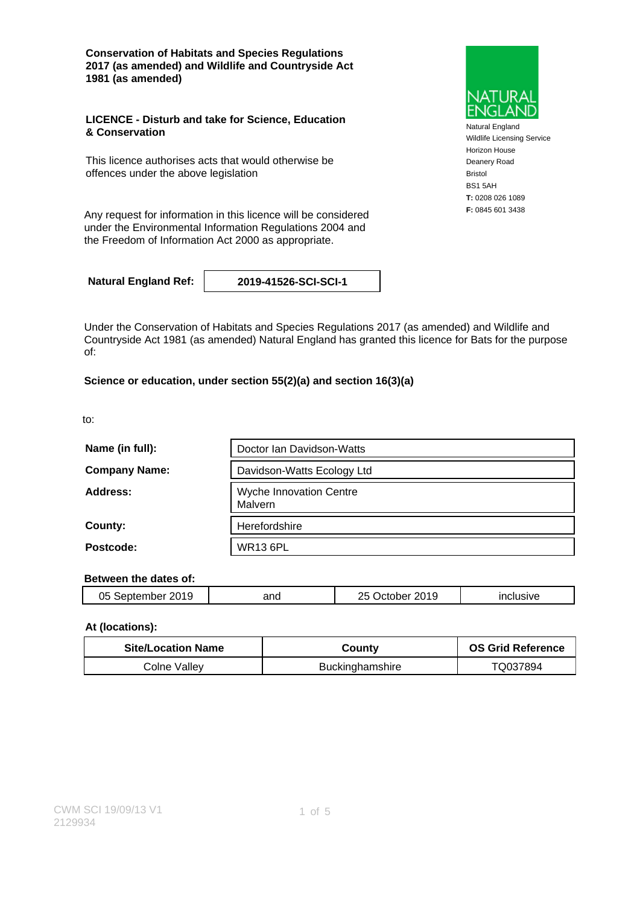**Conservation of Habitats and Species Regulations 2017 (as amended) and Wildlife and Countryside Act 1981 (as amended)**

**LICENCE - Disturb and take for Science, Education & Conservation**

This licence authorises acts that would otherwise be offences under the above legislation

Any request for information in this licence will be considered under the Environmental Information Regulations 2004 and the Freedom of Information Act 2000 as appropriate.

NATURAL ENGLAND

Natural England
Wildlife Licensing Service
Horizon House
Deanery Road
Bristol
BS1 5AH
**T:** 0208 026 1089
**F:** 0845 601 3438

| **Natural England Ref:** | **2019-41526-SCI-SCI-1** |
|---|---|

Under the Conservation of Habitats and Species Regulations 2017 (as amended) and Wildlife and Countryside Act 1981 (as amended) Natural England has granted this licence for Bats for the purpose of:

**Science or education, under section 55(2)(a) and section 16(3)(a)**

to:

| | |
|---|---|
| **Name (in full):** | Doctor Ian Davidson-Watts |
| **Company Name:** | Davidson-Watts Ecology Ltd |
| **Address:** | Wyche Innovation Centre Malvern |
| **County:** | Herefordshire |
| **Postcode:** | WR13 6PL |

**Between the dates of:**

| | | | |
|---|---|---|---|
| 05 September 2019 | and | 25 October 2019 | inclusive |

**At (locations):**

| Site/Location Name | County | OS Grid Reference |
|---|---|---|
| Colne Valley | Buckinghamshire | TQ037894 |

CWM SCI 19/09/13 V1
2129934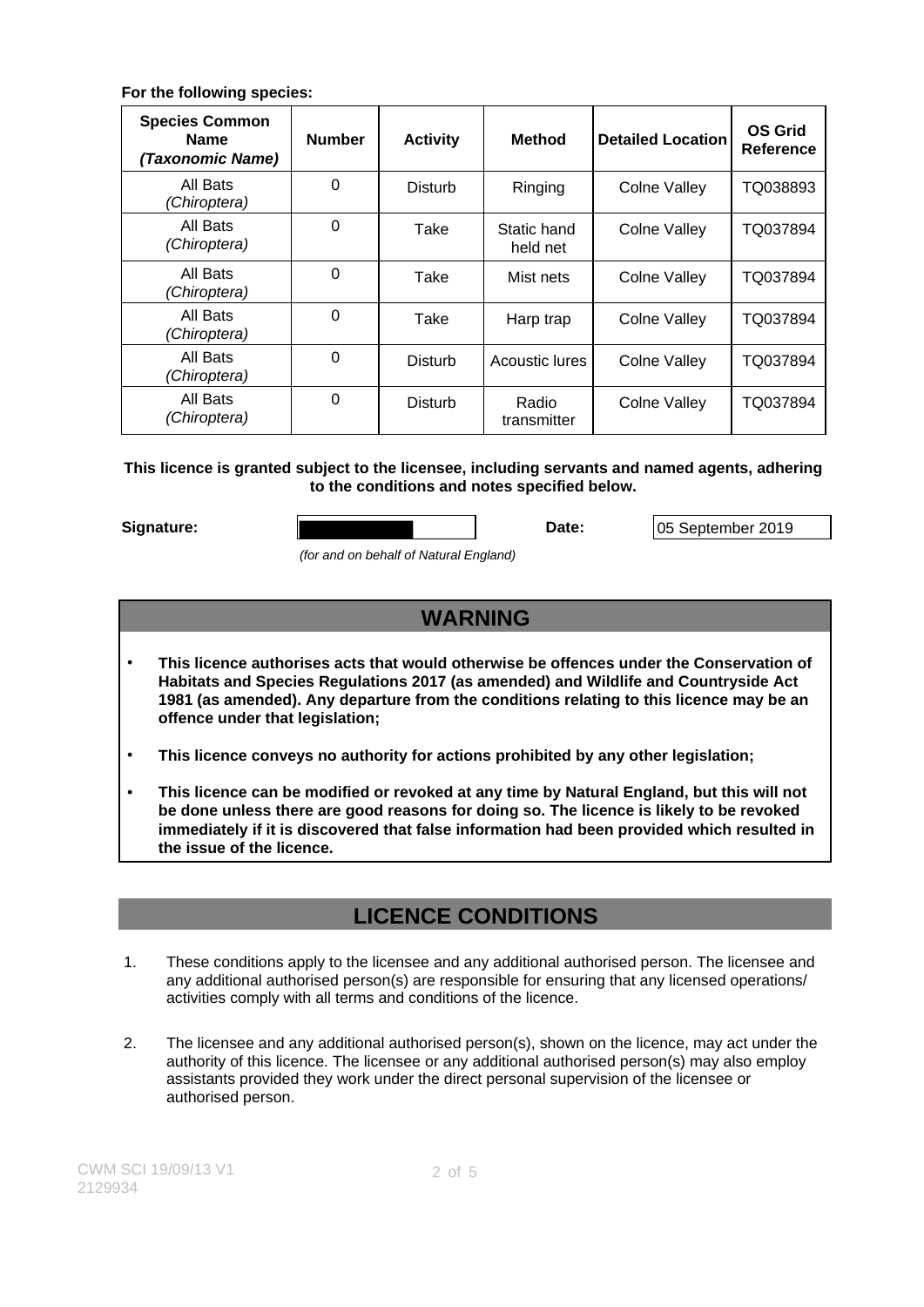**For the following species:**

| Species Common Name *(Taxonomic Name)* | Number | Activity | Method | Detailed Location | OS Grid Reference |
|---|---|---|---|---|---|
| All Bats *(Chiroptera)* | 0 | Disturb | Ringing | Colne Valley | TQ038893 |
| All Bats *(Chiroptera)* | 0 | Take | Static hand held net | Colne Valley | TQ037894 |
| All Bats *(Chiroptera)* | 0 | Take | Mist nets | Colne Valley | TQ037894 |
| All Bats *(Chiroptera)* | 0 | Take | Harp trap | Colne Valley | TQ037894 |
| All Bats *(Chiroptera)* | 0 | Disturb | Acoustic lures | Colne Valley | TQ037894 |
| All Bats *(Chiroptera)* | 0 | Disturb | Radio transmitter | Colne Valley | TQ037894 |

**This licence is granted subject to the licensee, including servants and named agents, adhering to the conditions and notes specified below.**

**Signature:** [redacted] *(for and on behalf of Natural England)*

**Date:** 05 September 2019

## WARNING

- **This licence authorises acts that would otherwise be offences under the Conservation of Habitats and Species Regulations 2017 (as amended) and Wildlife and Countryside Act 1981 (as amended). Any departure from the conditions relating to this licence may be an offence under that legislation;**
- **This licence conveys no authority for actions prohibited by any other legislation;**
- **This licence can be modified or revoked at any time by Natural England, but this will not be done unless there are good reasons for doing so. The licence is likely to be revoked immediately if it is discovered that false information had been provided which resulted in the issue of the licence.**

## LICENCE CONDITIONS

1. These conditions apply to the licensee and any additional authorised person. The licensee and any additional authorised person(s) are responsible for ensuring that any licensed operations/ activities comply with all terms and conditions of the licence.

2. The licensee and any additional authorised person(s), shown on the licence, may act under the authority of this licence. The licensee or any additional authorised person(s) may also employ assistants provided they work under the direct personal supervision of the licensee or authorised person.

CWM SCI 19/09/13 V1
2129934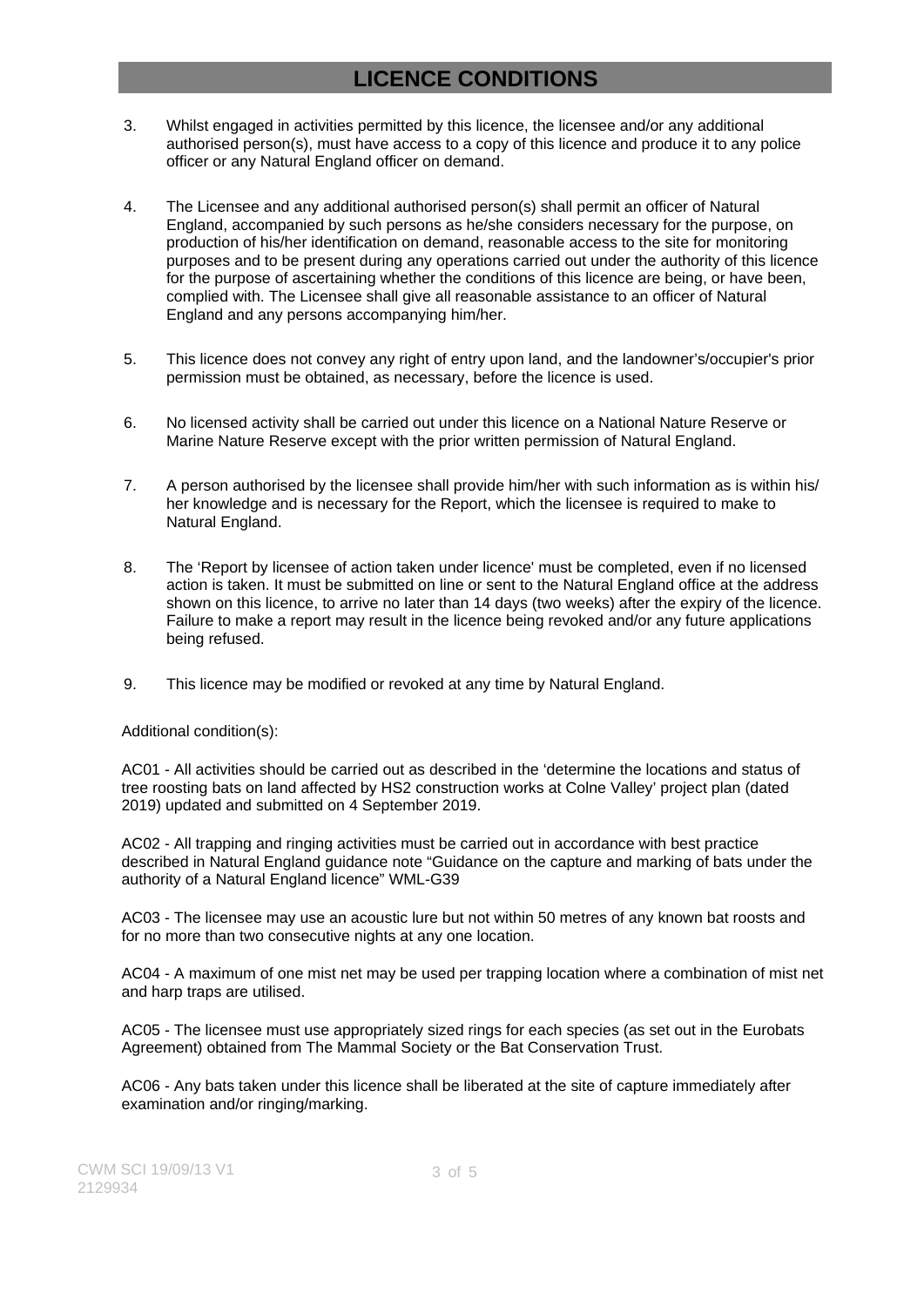# LICENCE CONDITIONS

3. Whilst engaged in activities permitted by this licence, the licensee and/or any additional authorised person(s), must have access to a copy of this licence and produce it to any police officer or any Natural England officer on demand.

4. The Licensee and any additional authorised person(s) shall permit an officer of Natural England, accompanied by such persons as he/she considers necessary for the purpose, on production of his/her identification on demand, reasonable access to the site for monitoring purposes and to be present during any operations carried out under the authority of this licence for the purpose of ascertaining whether the conditions of this licence are being, or have been, complied with. The Licensee shall give all reasonable assistance to an officer of Natural England and any persons accompanying him/her.

5. This licence does not convey any right of entry upon land, and the landowner's/occupier's prior permission must be obtained, as necessary, before the licence is used.

6. No licensed activity shall be carried out under this licence on a National Nature Reserve or Marine Nature Reserve except with the prior written permission of Natural England.

7. A person authorised by the licensee shall provide him/her with such information as is within his/ her knowledge and is necessary for the Report, which the licensee is required to make to Natural England.

8. The 'Report by licensee of action taken under licence' must be completed, even if no licensed action is taken. It must be submitted on line or sent to the Natural England office at the address shown on this licence, to arrive no later than 14 days (two weeks) after the expiry of the licence. Failure to make a report may result in the licence being revoked and/or any future applications being refused.

9. This licence may be modified or revoked at any time by Natural England.

Additional condition(s):

AC01 - All activities should be carried out as described in the 'determine the locations and status of tree roosting bats on land affected by HS2 construction works at Colne Valley' project plan (dated 2019) updated and submitted on 4 September 2019.

AC02 - All trapping and ringing activities must be carried out in accordance with best practice described in Natural England guidance note "Guidance on the capture and marking of bats under the authority of a Natural England licence" WML-G39

AC03 - The licensee may use an acoustic lure but not within 50 metres of any known bat roosts and for no more than two consecutive nights at any one location.

AC04 - A maximum of one mist net may be used per trapping location where a combination of mist net and harp traps are utilised.

AC05 - The licensee must use appropriately sized rings for each species (as set out in the Eurobats Agreement) obtained from The Mammal Society or the Bat Conservation Trust.

AC06 - Any bats taken under this licence shall be liberated at the site of capture immediately after examination and/or ringing/marking.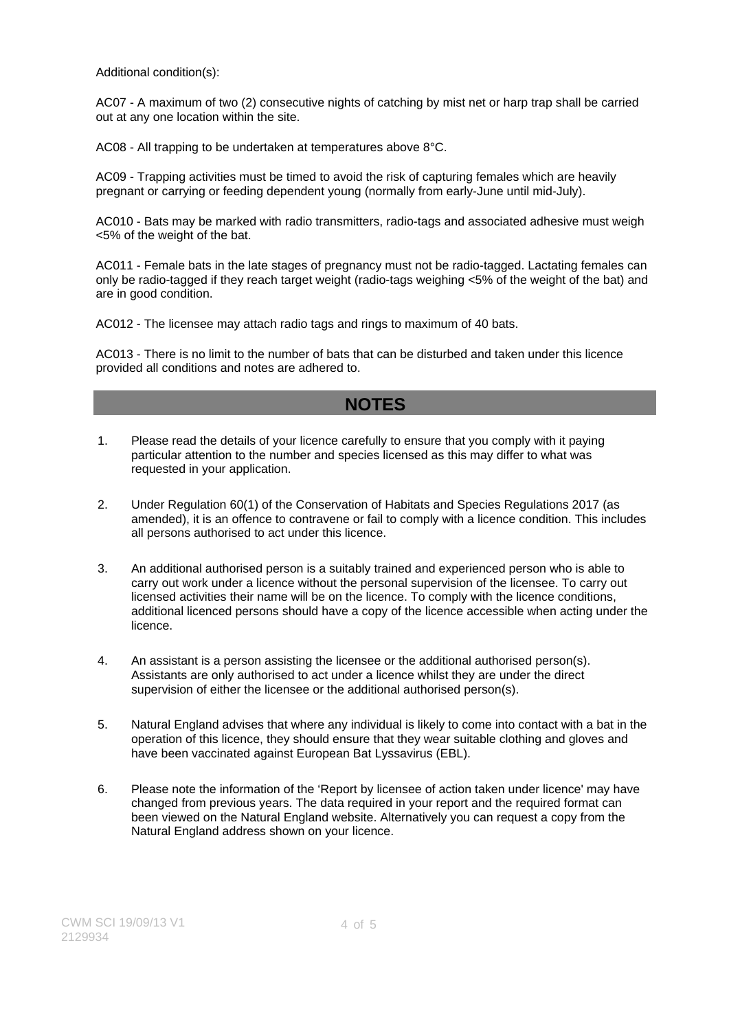Additional condition(s):

AC07 - A maximum of two (2) consecutive nights of catching by mist net or harp trap shall be carried out at any one location within the site.

AC08 - All trapping to be undertaken at temperatures above 8°C.

AC09 - Trapping activities must be timed to avoid the risk of capturing females which are heavily pregnant or carrying or feeding dependent young (normally from early-June until mid-July).

AC010 - Bats may be marked with radio transmitters, radio-tags and associated adhesive must weigh <5% of the weight of the bat.

AC011 - Female bats in the late stages of pregnancy must not be radio-tagged. Lactating females can only be radio-tagged if they reach target weight (radio-tags weighing <5% of the weight of the bat) and are in good condition.

AC012 - The licensee may attach radio tags and rings to maximum of 40 bats.

AC013 - There is no limit to the number of bats that can be disturbed and taken under this licence provided all conditions and notes are adhered to.

## NOTES

1. Please read the details of your licence carefully to ensure that you comply with it paying particular attention to the number and species licensed as this may differ to what was requested in your application.

2. Under Regulation 60(1) of the Conservation of Habitats and Species Regulations 2017 (as amended), it is an offence to contravene or fail to comply with a licence condition. This includes all persons authorised to act under this licence.

3. An additional authorised person is a suitably trained and experienced person who is able to carry out work under a licence without the personal supervision of the licensee. To carry out licensed activities their name will be on the licence. To comply with the licence conditions, additional licenced persons should have a copy of the licence accessible when acting under the licence.

4. An assistant is a person assisting the licensee or the additional authorised person(s). Assistants are only authorised to act under a licence whilst they are under the direct supervision of either the licensee or the additional authorised person(s).

5. Natural England advises that where any individual is likely to come into contact with a bat in the operation of this licence, they should ensure that they wear suitable clothing and gloves and have been vaccinated against European Bat Lyssavirus (EBL).

6. Please note the information of the 'Report by licensee of action taken under licence' may have changed from previous years. The data required in your report and the required format can been viewed on the Natural England website. Alternatively you can request a copy from the Natural England address shown on your licence.

CWM SCI 19/09/13 V1
2129934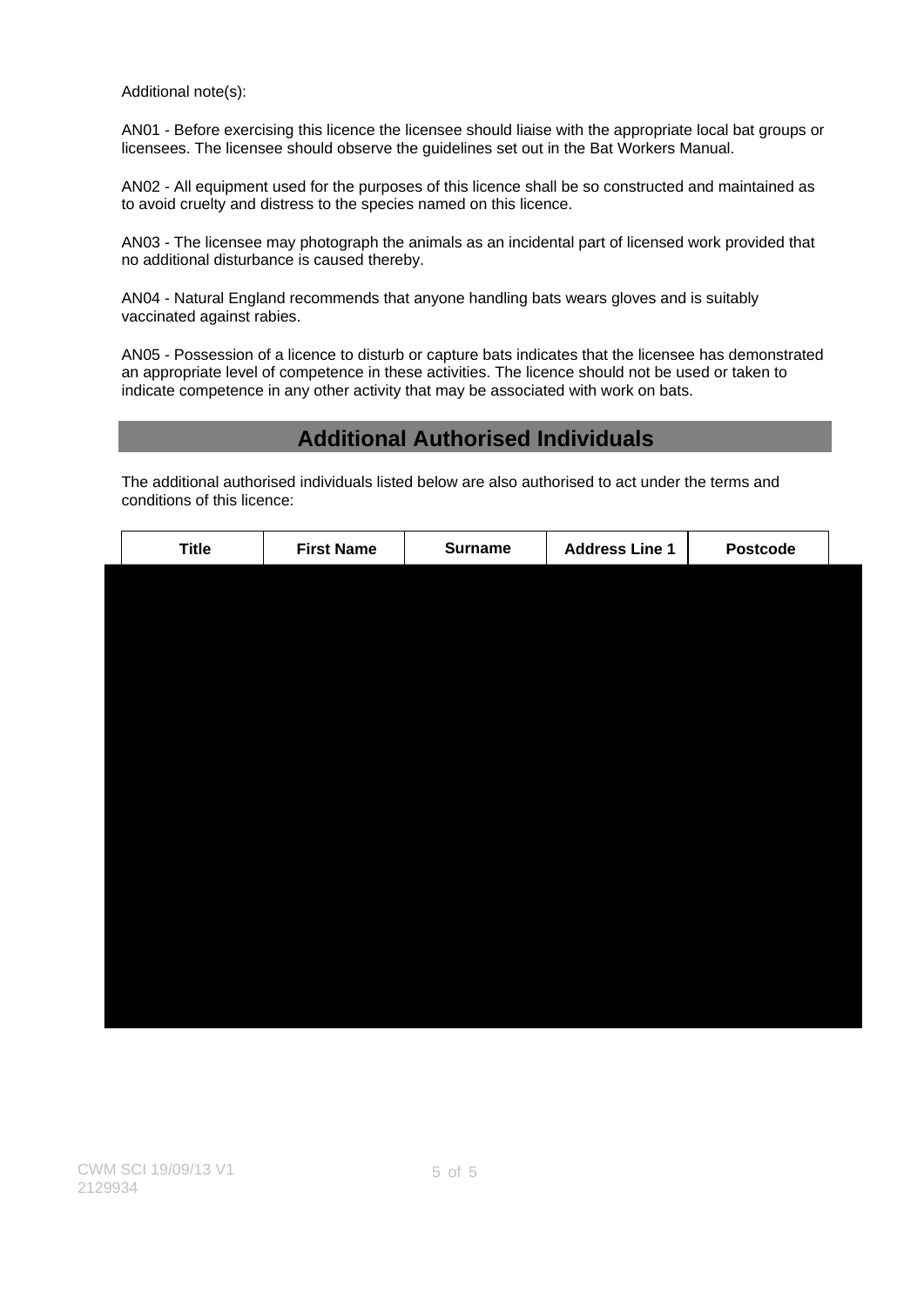Additional note(s):

AN01 - Before exercising this licence the licensee should liaise with the appropriate local bat groups or licensees. The licensee should observe the guidelines set out in the Bat Workers Manual.

AN02 - All equipment used for the purposes of this licence shall be so constructed and maintained as to avoid cruelty and distress to the species named on this licence.

AN03 - The licensee may photograph the animals as an incidental part of licensed work provided that no additional disturbance is caused thereby.

AN04 - Natural England recommends that anyone handling bats wears gloves and is suitably vaccinated against rabies.

AN05 - Possession of a licence to disturb or capture bats indicates that the licensee has demonstrated an appropriate level of competence in these activities. The licence should not be used or taken to indicate competence in any other activity that may be associated with work on bats.

## Additional Authorised Individuals

The additional authorised individuals listed below are also authorised to act under the terms and conditions of this licence:

| Title | First Name | Surname | Address Line 1 | Postcode |
|---|---|---|---|---|

CWM SCI 19/09/13 V1
2129934